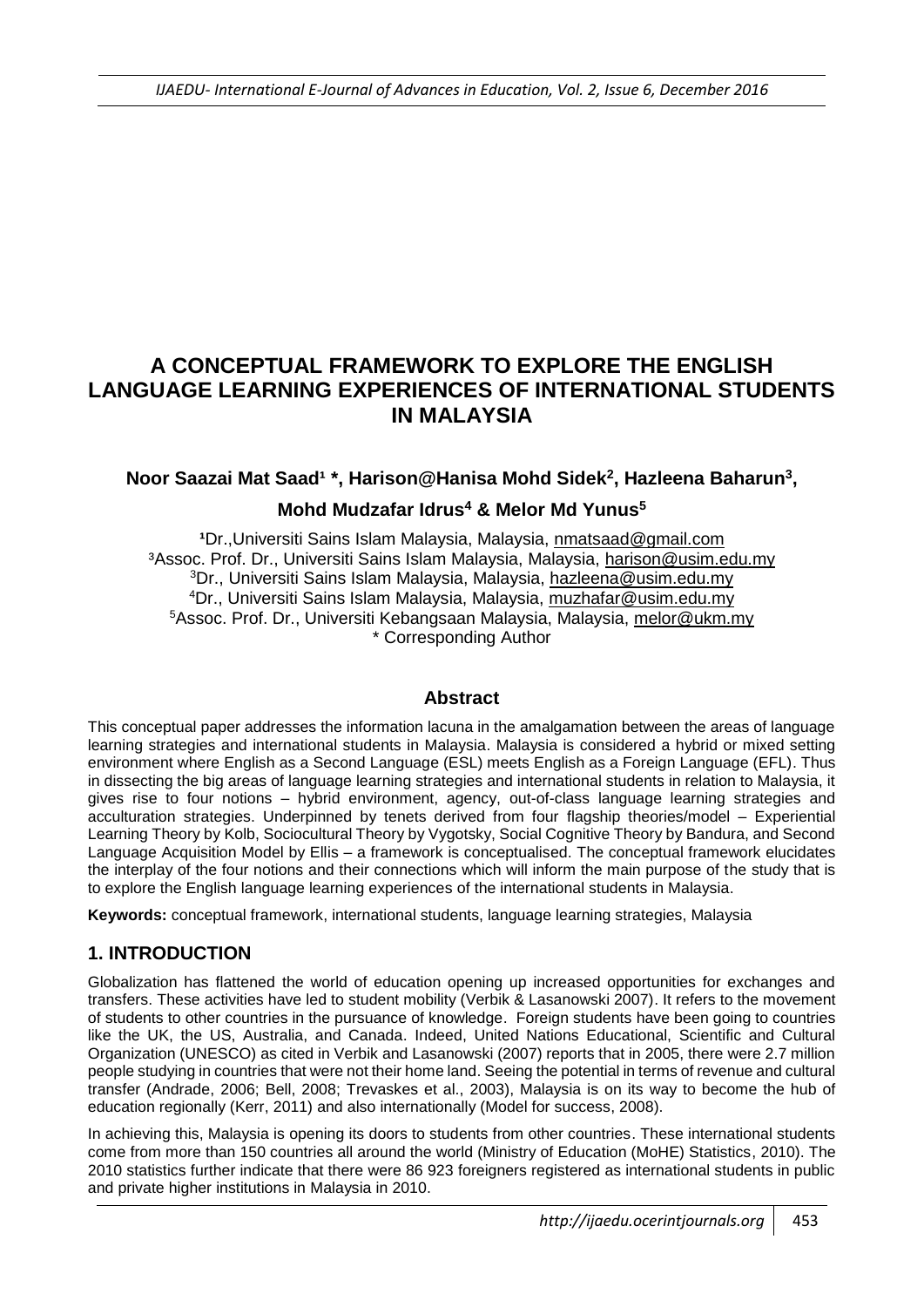# A CONCEPTUAL FRAMEWORK TO EXPLORE THE ENGLISH LANGUAGE LEARNING EXPERIENCES OF INTERNATIONAL STUDENTS IN MALAYSIA

**Noor Saazai Mat Saad[1] \*, Harison@Hanisa Mohd Sidek[2], Hazleena Baharun[3], Mohd Mudzafar Idrus[4] & Melor Md Yunus[5]**

[1]Dr.,Universiti Sains Islam Malaysia, Malaysia, nmatsaad@gmail.com
[3]Assoc. Prof. Dr., Universiti Sains Islam Malaysia, Malaysia, harison@usim.edu.my
[3]Dr., Universiti Sains Islam Malaysia, Malaysia, hazleena@usim.edu.my
[4]Dr., Universiti Sains Islam Malaysia, Malaysia, muzhafar@usim.edu.my
[5]Assoc. Prof. Dr., Universiti Kebangsaan Malaysia, Malaysia, melor@ukm.my
\* Corresponding Author

## Abstract

This conceptual paper addresses the information lacuna in the amalgamation between the areas of language learning strategies and international students in Malaysia. Malaysia is considered a hybrid or mixed setting environment where English as a Second Language (ESL) meets English as a Foreign Language (EFL). Thus in dissecting the big areas of language learning strategies and international students in relation to Malaysia, it gives rise to four notions – hybrid environment, agency, out-of-class language learning strategies and acculturation strategies. Underpinned by tenets derived from four flagship theories/model – Experiential Learning Theory by Kolb, Sociocultural Theory by Vygotsky, Social Cognitive Theory by Bandura, and Second Language Acquisition Model by Ellis – a framework is conceptualised. The conceptual framework elucidates the interplay of the four notions and their connections which will inform the main purpose of the study that is to explore the English language learning experiences of the international students in Malaysia.

**Keywords:** conceptual framework, international students, language learning strategies, Malaysia

## 1. INTRODUCTION

Globalization has flattened the world of education opening up increased opportunities for exchanges and transfers. These activities have led to student mobility (Verbik & Lasanowski 2007). It refers to the movement of students to other countries in the pursuance of knowledge. Foreign students have been going to countries like the UK, the US, Australia, and Canada. Indeed, United Nations Educational, Scientific and Cultural Organization (UNESCO) as cited in Verbik and Lasanowski (2007) reports that in 2005, there were 2.7 million people studying in countries that were not their home land. Seeing the potential in terms of revenue and cultural transfer (Andrade, 2006; Bell, 2008; Trevaskes et al., 2003), Malaysia is on its way to become the hub of education regionally (Kerr, 2011) and also internationally (Model for success, 2008).

In achieving this, Malaysia is opening its doors to students from other countries. These international students come from more than 150 countries all around the world (Ministry of Education (MoHE) Statistics, 2010). The 2010 statistics further indicate that there were 86 923 foreigners registered as international students in public and private higher institutions in Malaysia in 2010.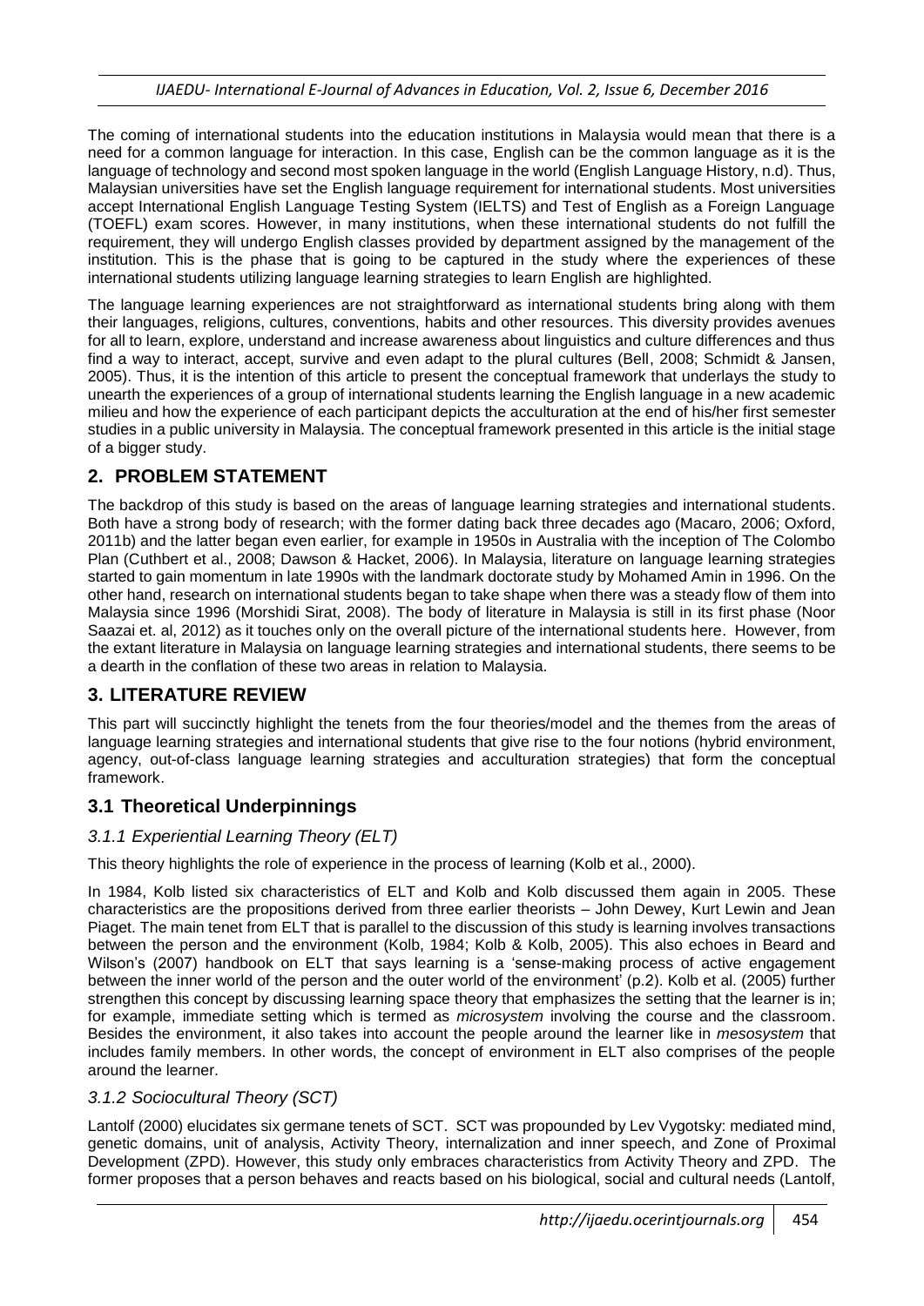The coming of international students into the education institutions in Malaysia would mean that there is a need for a common language for interaction. In this case, English can be the common language as it is the language of technology and second most spoken language in the world (English Language History, n.d). Thus, Malaysian universities have set the English language requirement for international students. Most universities accept International English Language Testing System (IELTS) and Test of English as a Foreign Language (TOEFL) exam scores. However, in many institutions, when these international students do not fulfill the requirement, they will undergo English classes provided by department assigned by the management of the institution. This is the phase that is going to be captured in the study where the experiences of these international students utilizing language learning strategies to learn English are highlighted.

The language learning experiences are not straightforward as international students bring along with them their languages, religions, cultures, conventions, habits and other resources. This diversity provides avenues for all to learn, explore, understand and increase awareness about linguistics and culture differences and thus find a way to interact, accept, survive and even adapt to the plural cultures (Bell, 2008; Schmidt & Jansen, 2005). Thus, it is the intention of this article to present the conceptual framework that underlays the study to unearth the experiences of a group of international students learning the English language in a new academic milieu and how the experience of each participant depicts the acculturation at the end of his/her first semester studies in a public university in Malaysia. The conceptual framework presented in this article is the initial stage of a bigger study.

## 2. PROBLEM STATEMENT

The backdrop of this study is based on the areas of language learning strategies and international students. Both have a strong body of research; with the former dating back three decades ago (Macaro, 2006; Oxford, 2011b) and the latter began even earlier, for example in 1950s in Australia with the inception of The Colombo Plan (Cuthbert et al., 2008; Dawson & Hacket, 2006). In Malaysia, literature on language learning strategies started to gain momentum in late 1990s with the landmark doctorate study by Mohamed Amin in 1996. On the other hand, research on international students began to take shape when there was a steady flow of them into Malaysia since 1996 (Morshidi Sirat, 2008). The body of literature in Malaysia is still in its first phase (Noor Saazai et. al, 2012) as it touches only on the overall picture of the international students here. However, from the extant literature in Malaysia on language learning strategies and international students, there seems to be a dearth in the conflation of these two areas in relation to Malaysia.

## 3. LITERATURE REVIEW

This part will succinctly highlight the tenets from the four theories/model and the themes from the areas of language learning strategies and international students that give rise to the four notions (hybrid environment, agency, out-of-class language learning strategies and acculturation strategies) that form the conceptual framework.

### 3.1 Theoretical Underpinnings

#### *3.1.1 Experiential Learning Theory (ELT)*

This theory highlights the role of experience in the process of learning (Kolb et al., 2000).

In 1984, Kolb listed six characteristics of ELT and Kolb and Kolb discussed them again in 2005. These characteristics are the propositions derived from three earlier theorists – John Dewey, Kurt Lewin and Jean Piaget. The main tenet from ELT that is parallel to the discussion of this study is learning involves transactions between the person and the environment (Kolb, 1984; Kolb & Kolb, 2005). This also echoes in Beard and Wilson's (2007) handbook on ELT that says learning is a 'sense-making process of active engagement between the inner world of the person and the outer world of the environment' (p.2). Kolb et al. (2005) further strengthen this concept by discussing learning space theory that emphasizes the setting that the learner is in; for example, immediate setting which is termed as *microsystem* involving the course and the classroom. Besides the environment, it also takes into account the people around the learner like in *mesosystem* that includes family members. In other words, the concept of environment in ELT also comprises of the people around the learner.

#### *3.1.2 Sociocultural Theory (SCT)*

Lantolf (2000) elucidates six germane tenets of SCT. SCT was propounded by Lev Vygotsky: mediated mind, genetic domains, unit of analysis, Activity Theory, internalization and inner speech, and Zone of Proximal Development (ZPD). However, this study only embraces characteristics from Activity Theory and ZPD. The former proposes that a person behaves and reacts based on his biological, social and cultural needs (Lantolf,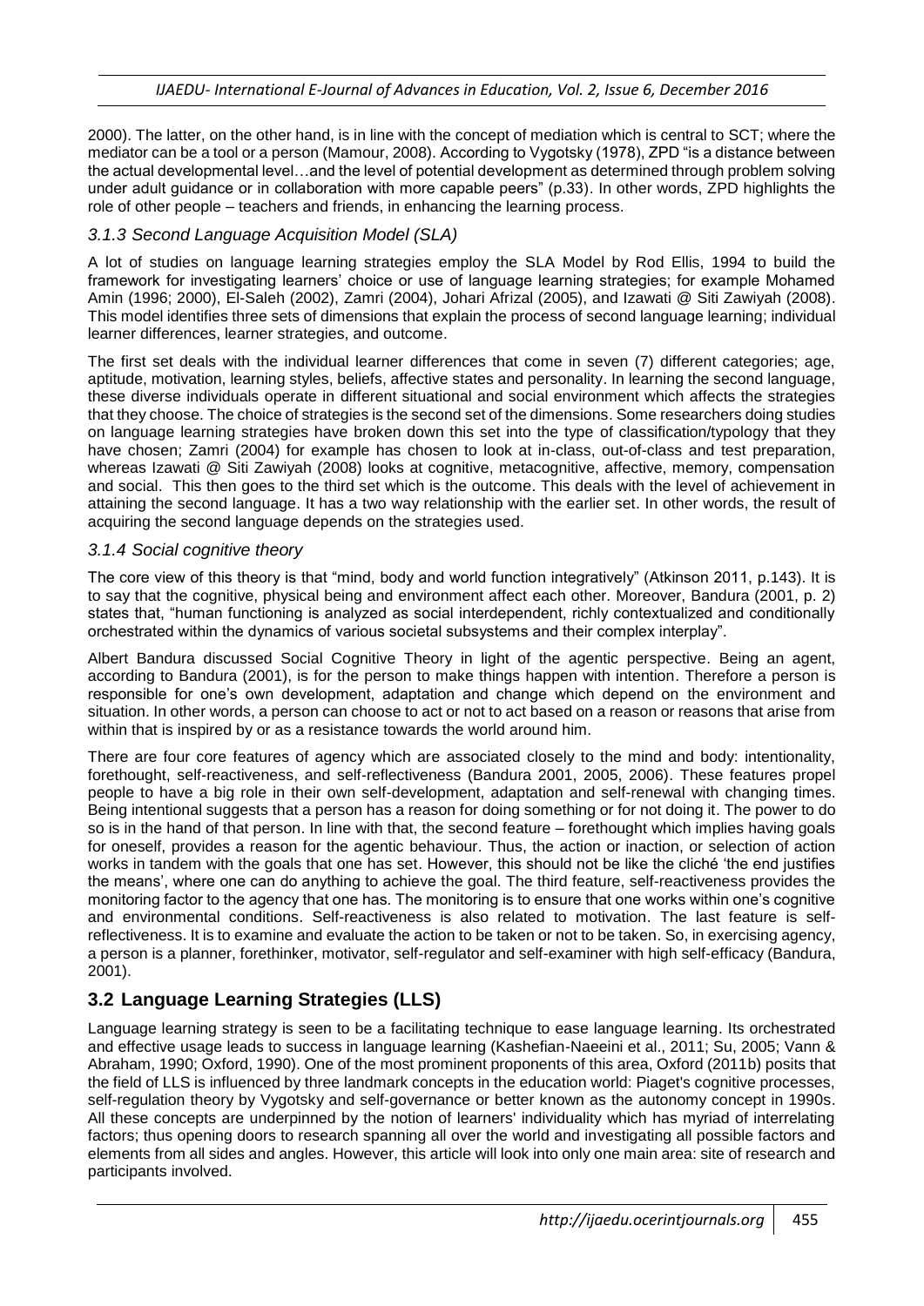2000). The latter, on the other hand, is in line with the concept of mediation which is central to SCT; where the mediator can be a tool or a person (Mamour, 2008). According to Vygotsky (1978), ZPD "is a distance between the actual developmental level…and the level of potential development as determined through problem solving under adult guidance or in collaboration with more capable peers" (p.33). In other words, ZPD highlights the role of other people – teachers and friends, in enhancing the learning process.

### *3.1.3 Second Language Acquisition Model (SLA)*

A lot of studies on language learning strategies employ the SLA Model by Rod Ellis, 1994 to build the framework for investigating learners' choice or use of language learning strategies; for example Mohamed Amin (1996; 2000), El-Saleh (2002), Zamri (2004), Johari Afrizal (2005), and Izawati @ Siti Zawiyah (2008). This model identifies three sets of dimensions that explain the process of second language learning; individual learner differences, learner strategies, and outcome.

The first set deals with the individual learner differences that come in seven (7) different categories; age, aptitude, motivation, learning styles, beliefs, affective states and personality. In learning the second language, these diverse individuals operate in different situational and social environment which affects the strategies that they choose. The choice of strategies is the second set of the dimensions. Some researchers doing studies on language learning strategies have broken down this set into the type of classification/typology that they have chosen; Zamri (2004) for example has chosen to look at in-class, out-of-class and test preparation, whereas Izawati @ Siti Zawiyah (2008) looks at cognitive, metacognitive, affective, memory, compensation and social. This then goes to the third set which is the outcome. This deals with the level of achievement in attaining the second language. It has a two way relationship with the earlier set. In other words, the result of acquiring the second language depends on the strategies used.

### *3.1.4 Social cognitive theory*

The core view of this theory is that "mind, body and world function integratively" (Atkinson 2011, p.143). It is to say that the cognitive, physical being and environment affect each other. Moreover, Bandura (2001, p. 2) states that, "human functioning is analyzed as social interdependent, richly contextualized and conditionally orchestrated within the dynamics of various societal subsystems and their complex interplay".

Albert Bandura discussed Social Cognitive Theory in light of the agentic perspective. Being an agent, according to Bandura (2001), is for the person to make things happen with intention. Therefore a person is responsible for one's own development, adaptation and change which depend on the environment and situation. In other words, a person can choose to act or not to act based on a reason or reasons that arise from within that is inspired by or as a resistance towards the world around him.

There are four core features of agency which are associated closely to the mind and body: intentionality, forethought, self-reactiveness, and self-reflectiveness (Bandura 2001, 2005, 2006). These features propel people to have a big role in their own self-development, adaptation and self-renewal with changing times. Being intentional suggests that a person has a reason for doing something or for not doing it. The power to do so is in the hand of that person. In line with that, the second feature – forethought which implies having goals for oneself, provides a reason for the agentic behaviour. Thus, the action or inaction, or selection of action works in tandem with the goals that one has set. However, this should not be like the cliché 'the end justifies the means', where one can do anything to achieve the goal. The third feature, self-reactiveness provides the monitoring factor to the agency that one has. The monitoring is to ensure that one works within one's cognitive and environmental conditions. Self-reactiveness is also related to motivation. The last feature is self-reflectiveness. It is to examine and evaluate the action to be taken or not to be taken. So, in exercising agency, a person is a planner, forethinker, motivator, self-regulator and self-examiner with high self-efficacy (Bandura, 2001).

## 3.2 Language Learning Strategies (LLS)

Language learning strategy is seen to be a facilitating technique to ease language learning. Its orchestrated and effective usage leads to success in language learning (Kashefian-Naeeini et al., 2011; Su, 2005; Vann & Abraham, 1990; Oxford, 1990). One of the most prominent proponents of this area, Oxford (2011b) posits that the field of LLS is influenced by three landmark concepts in the education world: Piaget's cognitive processes, self-regulation theory by Vygotsky and self-governance or better known as the autonomy concept in 1990s. All these concepts are underpinned by the notion of learners' individuality which has myriad of interrelating factors; thus opening doors to research spanning all over the world and investigating all possible factors and elements from all sides and angles. However, this article will look into only one main area: site of research and participants involved.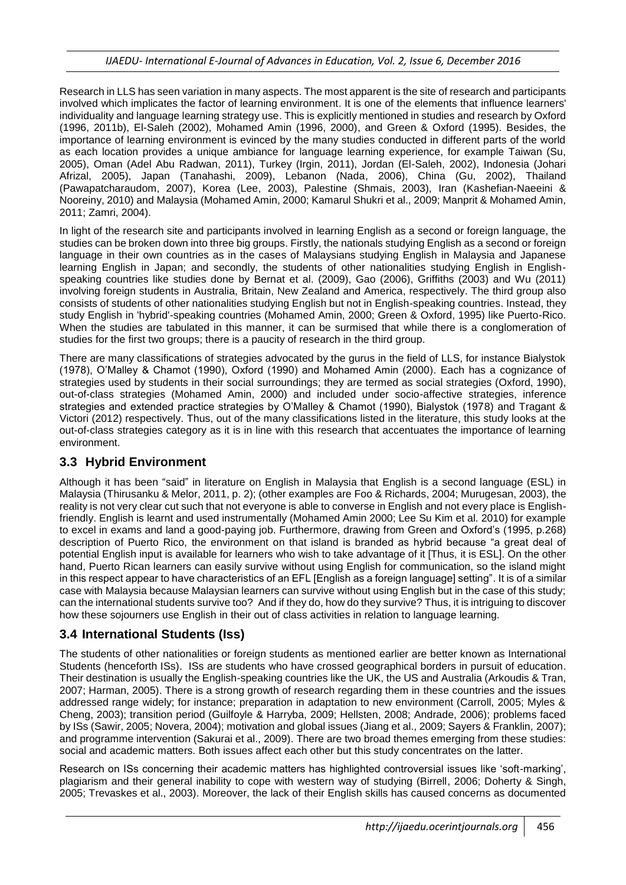Research in LLS has seen variation in many aspects. The most apparent is the site of research and participants involved which implicates the factor of learning environment. It is one of the elements that influence learners' individuality and language learning strategy use. This is explicitly mentioned in studies and research by Oxford (1996, 2011b), El-Saleh (2002), Mohamed Amin (1996, 2000), and Green & Oxford (1995). Besides, the importance of learning environment is evinced by the many studies conducted in different parts of the world as each location provides a unique ambiance for language learning experience, for example Taiwan (Su, 2005), Oman (Adel Abu Radwan, 2011), Turkey (Irgin, 2011), Jordan (El-Saleh, 2002), Indonesia (Johari Afrizal, 2005), Japan (Tanahashi, 2009), Lebanon (Nada, 2006), China (Gu, 2002), Thailand (Pawapatcharaudom, 2007), Korea (Lee, 2003), Palestine (Shmais, 2003), Iran (Kashefian-Naeeini & Nooreiny, 2010) and Malaysia (Mohamed Amin, 2000; Kamarul Shukri et al., 2009; Manprit & Mohamed Amin, 2011; Zamri, 2004).

In light of the research site and participants involved in learning English as a second or foreign language, the studies can be broken down into three big groups. Firstly, the nationals studying English as a second or foreign language in their own countries as in the cases of Malaysians studying English in Malaysia and Japanese learning English in Japan; and secondly, the students of other nationalities studying English in English-speaking countries like studies done by Bernat et al. (2009), Gao (2006), Griffiths (2003) and Wu (2011) involving foreign students in Australia, Britain, New Zealand and America, respectively. The third group also consists of students of other nationalities studying English but not in English-speaking countries. Instead, they study English in 'hybrid'-speaking countries (Mohamed Amin, 2000; Green & Oxford, 1995) like Puerto-Rico. When the studies are tabulated in this manner, it can be surmised that while there is a conglomeration of studies for the first two groups; there is a paucity of research in the third group.

There are many classifications of strategies advocated by the gurus in the field of LLS, for instance Bialystok (1978), O'Malley & Chamot (1990), Oxford (1990) and Mohamed Amin (2000). Each has a cognizance of strategies used by students in their social surroundings; they are termed as social strategies (Oxford, 1990), out-of-class strategies (Mohamed Amin, 2000) and included under socio-affective strategies, inference strategies and extended practice strategies by O'Malley & Chamot (1990), Bialystok (1978) and Tragant & Victori (2012) respectively. Thus, out of the many classifications listed in the literature, this study looks at the out-of-class strategies category as it is in line with this research that accentuates the importance of learning environment.

## 3.3 Hybrid Environment

Although it has been "said" in literature on English in Malaysia that English is a second language (ESL) in Malaysia (Thirusanku & Melor, 2011, p. 2); (other examples are Foo & Richards, 2004; Murugesan, 2003), the reality is not very clear cut such that not everyone is able to converse in English and not every place is English-friendly. English is learnt and used instrumentally (Mohamed Amin 2000; Lee Su Kim et al. 2010) for example to excel in exams and land a good-paying job. Furthermore, drawing from Green and Oxford's (1995, p.268) description of Puerto Rico, the environment on that island is branded as hybrid because "a great deal of potential English input is available for learners who wish to take advantage of it [Thus, it is ESL]. On the other hand, Puerto Rican learners can easily survive without using English for communication, so the island might in this respect appear to have characteristics of an EFL [English as a foreign language] setting". It is of a similar case with Malaysia because Malaysian learners can survive without using English but in the case of this study; can the international students survive too? And if they do, how do they survive? Thus, it is intriguing to discover how these sojourners use English in their out of class activities in relation to language learning.

## 3.4 International Students (Iss)

The students of other nationalities or foreign students as mentioned earlier are better known as International Students (henceforth ISs). ISs are students who have crossed geographical borders in pursuit of education. Their destination is usually the English-speaking countries like the UK, the US and Australia (Arkoudis & Tran, 2007; Harman, 2005). There is a strong growth of research regarding them in these countries and the issues addressed range widely; for instance; preparation in adaptation to new environment (Carroll, 2005; Myles & Cheng, 2003); transition period (Guilfoyle & Harryba, 2009; Hellsten, 2008; Andrade, 2006); problems faced by ISs (Sawir, 2005; Novera, 2004); motivation and global issues (Jiang et al., 2009; Sayers & Franklin, 2007); and programme intervention (Sakurai et al., 2009). There are two broad themes emerging from these studies: social and academic matters. Both issues affect each other but this study concentrates on the latter.

Research on ISs concerning their academic matters has highlighted controversial issues like 'soft-marking', plagiarism and their general inability to cope with western way of studying (Birrell, 2006; Doherty & Singh, 2005; Trevaskes et al., 2003). Moreover, the lack of their English skills has caused concerns as documented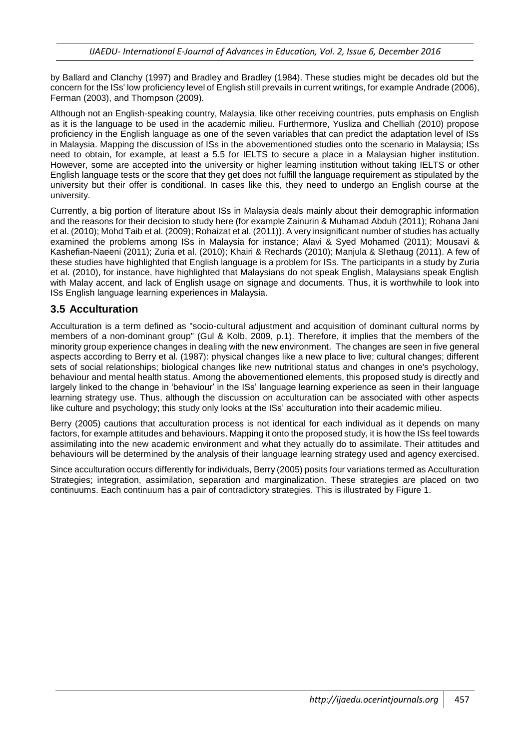by Ballard and Clanchy (1997) and Bradley and Bradley (1984). These studies might be decades old but the concern for the ISs' low proficiency level of English still prevails in current writings, for example Andrade (2006), Ferman (2003), and Thompson (2009).

Although not an English-speaking country, Malaysia, like other receiving countries, puts emphasis on English as it is the language to be used in the academic milieu. Furthermore, Yusliza and Chelliah (2010) propose proficiency in the English language as one of the seven variables that can predict the adaptation level of ISs in Malaysia. Mapping the discussion of ISs in the abovementioned studies onto the scenario in Malaysia; ISs need to obtain, for example, at least a 5.5 for IELTS to secure a place in a Malaysian higher institution. However, some are accepted into the university or higher learning institution without taking IELTS or other English language tests or the score that they get does not fulfill the language requirement as stipulated by the university but their offer is conditional. In cases like this, they need to undergo an English course at the university.

Currently, a big portion of literature about ISs in Malaysia deals mainly about their demographic information and the reasons for their decision to study here (for example Zainurin & Muhamad Abduh (2011); Rohana Jani et al. (2010); Mohd Taib et al. (2009); Rohaizat et al. (2011)). A very insignificant number of studies has actually examined the problems among ISs in Malaysia for instance; Alavi & Syed Mohamed (2011); Mousavi & Kashefian-Naeeni (2011); Zuria et al. (2010); Khairi & Rechards (2010); Manjula & Slethaug (2011). A few of these studies have highlighted that English language is a problem for ISs. The participants in a study by Zuria et al. (2010), for instance, have highlighted that Malaysians do not speak English, Malaysians speak English with Malay accent, and lack of English usage on signage and documents. Thus, it is worthwhile to look into ISs English language learning experiences in Malaysia.

## 3.5 Acculturation

Acculturation is a term defined as "socio-cultural adjustment and acquisition of dominant cultural norms by members of a non-dominant group" (Gul & Kolb, 2009, p.1). Therefore, it implies that the members of the minority group experience changes in dealing with the new environment. The changes are seen in five general aspects according to Berry et al. (1987): physical changes like a new place to live; cultural changes; different sets of social relationships; biological changes like new nutritional status and changes in one's psychology, behaviour and mental health status. Among the abovementioned elements, this proposed study is directly and largely linked to the change in 'behaviour' in the ISs' language learning experience as seen in their language learning strategy use. Thus, although the discussion on acculturation can be associated with other aspects like culture and psychology; this study only looks at the ISs' acculturation into their academic milieu.

Berry (2005) cautions that acculturation process is not identical for each individual as it depends on many factors, for example attitudes and behaviours. Mapping it onto the proposed study, it is how the ISs feel towards assimilating into the new academic environment and what they actually do to assimilate. Their attitudes and behaviours will be determined by the analysis of their language learning strategy used and agency exercised.

Since acculturation occurs differently for individuals, Berry (2005) posits four variations termed as Acculturation Strategies; integration, assimilation, separation and marginalization. These strategies are placed on two continuums. Each continuum has a pair of contradictory strategies. This is illustrated by Figure 1.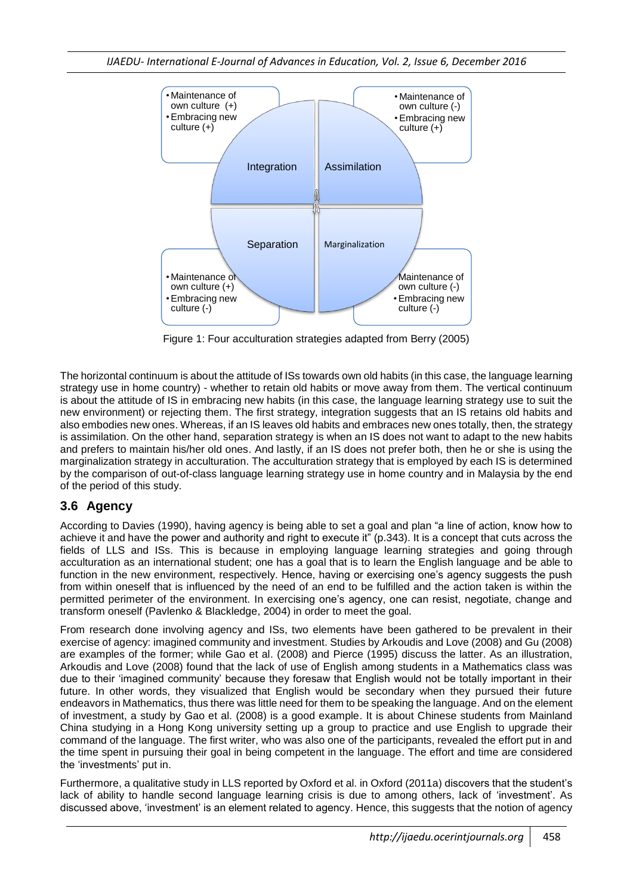- Maintenance of own culture (+)
- Embracing new culture (+)

Integration

- Maintenance of own culture (-)
- Embracing new culture (+)

Assimilation

- Maintenance of own culture (+)
- Embracing new culture (-)

Separation

- Maintenance of own culture (-)
- Embracing new culture (-)

Marginalization

Figure 1: Four acculturation strategies adapted from Berry (2005)

The horizontal continuum is about the attitude of ISs towards own old habits (in this case, the language learning strategy use in home country) - whether to retain old habits or move away from them. The vertical continuum is about the attitude of IS in embracing new habits (in this case, the language learning strategy use to suit the new environment) or rejecting them. The first strategy, integration suggests that an IS retains old habits and also embodies new ones. Whereas, if an IS leaves old habits and embraces new ones totally, then, the strategy is assimilation. On the other hand, separation strategy is when an IS does not want to adapt to the new habits and prefers to maintain his/her old ones. And lastly, if an IS does not prefer both, then he or she is using the marginalization strategy in acculturation. The acculturation strategy that is employed by each IS is determined by the comparison of out-of-class language learning strategy use in home country and in Malaysia by the end of the period of this study.

### 3.6 Agency

According to Davies (1990), having agency is being able to set a goal and plan "a line of action, know how to achieve it and have the power and authority and right to execute it" (p.343). It is a concept that cuts across the fields of LLS and ISs. This is because in employing language learning strategies and going through acculturation as an international student; one has a goal that is to learn the English language and be able to function in the new environment, respectively. Hence, having or exercising one's agency suggests the push from within oneself that is influenced by the need of an end to be fulfilled and the action taken is within the permitted perimeter of the environment. In exercising one's agency, one can resist, negotiate, change and transform oneself (Pavlenko & Blackledge, 2004) in order to meet the goal.

From research done involving agency and ISs, two elements have been gathered to be prevalent in their exercise of agency: imagined community and investment. Studies by Arkoudis and Love (2008) and Gu (2008) are examples of the former; while Gao et al. (2008) and Pierce (1995) discuss the latter. As an illustration, Arkoudis and Love (2008) found that the lack of use of English among students in a Mathematics class was due to their 'imagined community' because they foresaw that English would not be totally important in their future. In other words, they visualized that English would be secondary when they pursued their future endeavors in Mathematics, thus there was little need for them to be speaking the language. And on the element of investment, a study by Gao et al. (2008) is a good example. It is about Chinese students from Mainland China studying in a Hong Kong university setting up a group to practice and use English to upgrade their command of the language. The first writer, who was also one of the participants, revealed the effort put in and the time spent in pursuing their goal in being competent in the language. The effort and time are considered the 'investments' put in.

Furthermore, a qualitative study in LLS reported by Oxford et al. in Oxford (2011a) discovers that the student's lack of ability to handle second language learning crisis is due to among others, lack of 'investment'. As discussed above, 'investment' is an element related to agency. Hence, this suggests that the notion of agency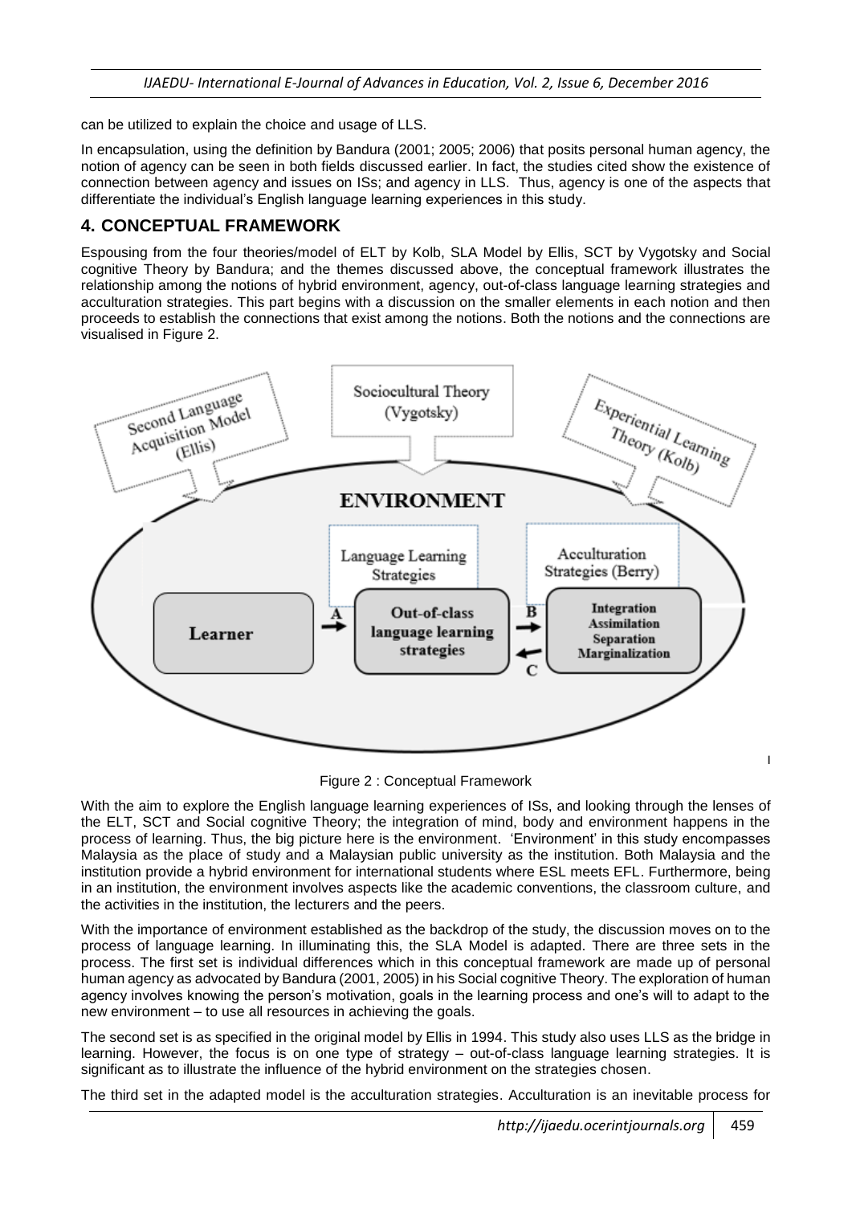can be utilized to explain the choice and usage of LLS.

In encapsulation, using the definition by Bandura (2001; 2005; 2006) that posits personal human agency, the notion of agency can be seen in both fields discussed earlier. In fact, the studies cited show the existence of connection between agency and issues on ISs; and agency in LLS. Thus, agency is one of the aspects that differentiate the individual's English language learning experiences in this study.

## 4. CONCEPTUAL FRAMEWORK

Espousing from the four theories/model of ELT by Kolb, SLA Model by Ellis, SCT by Vygotsky and Social cognitive Theory by Bandura; and the themes discussed above, the conceptual framework illustrates the relationship among the notions of hybrid environment, agency, out-of-class language learning strategies and acculturation strategies. This part begins with a discussion on the smaller elements in each notion and then proceeds to establish the connections that exist among the notions. Both the notions and the connections are visualised in Figure 2.

Figure 2 : Conceptual Framework

With the aim to explore the English language learning experiences of ISs, and looking through the lenses of the ELT, SCT and Social cognitive Theory; the integration of mind, body and environment happens in the process of learning. Thus, the big picture here is the environment. 'Environment' in this study encompasses Malaysia as the place of study and a Malaysian public university as the institution. Both Malaysia and the institution provide a hybrid environment for international students where ESL meets EFL. Furthermore, being in an institution, the environment involves aspects like the academic conventions, the classroom culture, and the activities in the institution, the lecturers and the peers.

With the importance of environment established as the backdrop of the study, the discussion moves on to the process of language learning. In illuminating this, the SLA Model is adapted. There are three sets in the process. The first set is individual differences which in this conceptual framework are made up of personal human agency as advocated by Bandura (2001, 2005) in his Social cognitive Theory. The exploration of human agency involves knowing the person's motivation, goals in the learning process and one's will to adapt to the new environment – to use all resources in achieving the goals.

The second set is as specified in the original model by Ellis in 1994. This study also uses LLS as the bridge in learning. However, the focus is on one type of strategy – out-of-class language learning strategies. It is significant as to illustrate the influence of the hybrid environment on the strategies chosen.

The third set in the adapted model is the acculturation strategies. Acculturation is an inevitable process for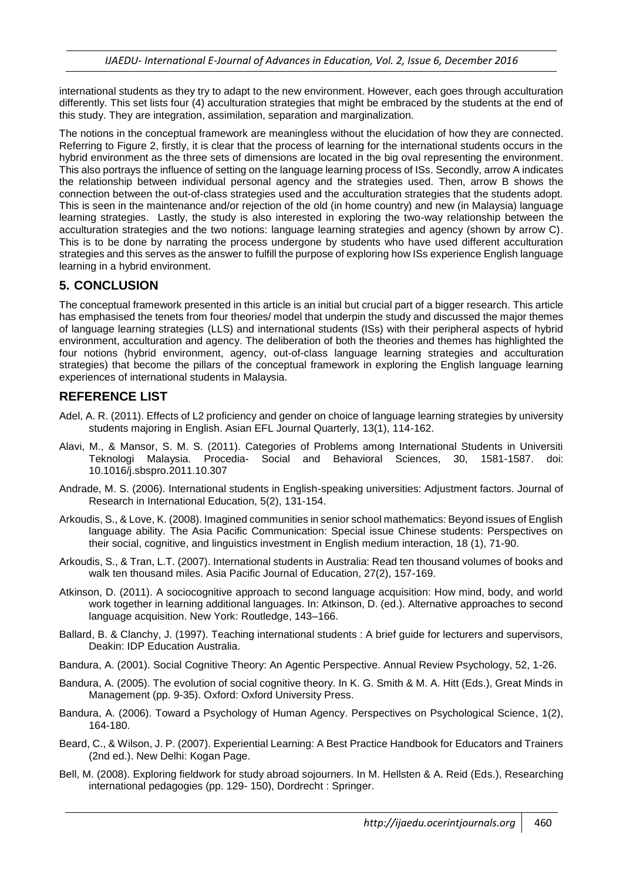international students as they try to adapt to the new environment. However, each goes through acculturation differently. This set lists four (4) acculturation strategies that might be embraced by the students at the end of this study. They are integration, assimilation, separation and marginalization.

The notions in the conceptual framework are meaningless without the elucidation of how they are connected. Referring to Figure 2, firstly, it is clear that the process of learning for the international students occurs in the hybrid environment as the three sets of dimensions are located in the big oval representing the environment. This also portrays the influence of setting on the language learning process of ISs. Secondly, arrow A indicates the relationship between individual personal agency and the strategies used. Then, arrow B shows the connection between the out-of-class strategies used and the acculturation strategies that the students adopt. This is seen in the maintenance and/or rejection of the old (in home country) and new (in Malaysia) language learning strategies. Lastly, the study is also interested in exploring the two-way relationship between the acculturation strategies and the two notions: language learning strategies and agency (shown by arrow C). This is to be done by narrating the process undergone by students who have used different acculturation strategies and this serves as the answer to fulfill the purpose of exploring how ISs experience English language learning in a hybrid environment.

## 5. CONCLUSION

The conceptual framework presented in this article is an initial but crucial part of a bigger research. This article has emphasised the tenets from four theories/ model that underpin the study and discussed the major themes of language learning strategies (LLS) and international students (ISs) with their peripheral aspects of hybrid environment, acculturation and agency. The deliberation of both the theories and themes has highlighted the four notions (hybrid environment, agency, out-of-class language learning strategies and acculturation strategies) that become the pillars of the conceptual framework in exploring the English language learning experiences of international students in Malaysia.

## REFERENCE LIST

Adel, A. R. (2011). Effects of L2 proficiency and gender on choice of language learning strategies by university students majoring in English. Asian EFL Journal Quarterly, 13(1), 114-162.

Alavi, M., & Mansor, S. M. S. (2011). Categories of Problems among International Students in Universiti Teknologi Malaysia. Procedia- Social and Behavioral Sciences, 30, 1581-1587. doi: 10.1016/j.sbspro.2011.10.307

Andrade, M. S. (2006). International students in English-speaking universities: Adjustment factors. Journal of Research in International Education, 5(2), 131-154.

Arkoudis, S., & Love, K. (2008). Imagined communities in senior school mathematics: Beyond issues of English language ability. The Asia Pacific Communication: Special issue Chinese students: Perspectives on their social, cognitive, and linguistics investment in English medium interaction, 18 (1), 71-90.

Arkoudis, S., & Tran, L.T. (2007). International students in Australia: Read ten thousand volumes of books and walk ten thousand miles. Asia Pacific Journal of Education, 27(2), 157-169.

Atkinson, D. (2011). A sociocognitive approach to second language acquisition: How mind, body, and world work together in learning additional languages. In: Atkinson, D. (ed.). Alternative approaches to second language acquisition. New York: Routledge, 143–166.

Ballard, B. & Clanchy, J. (1997). Teaching international students : A brief guide for lecturers and supervisors, Deakin: IDP Education Australia.

Bandura, A. (2001). Social Cognitive Theory: An Agentic Perspective. Annual Review Psychology, 52, 1-26.

Bandura, A. (2005). The evolution of social cognitive theory. In K. G. Smith & M. A. Hitt (Eds.), Great Minds in Management (pp. 9-35). Oxford: Oxford University Press.

Bandura, A. (2006). Toward a Psychology of Human Agency. Perspectives on Psychological Science, 1(2), 164-180.

Beard, C., & Wilson, J. P. (2007). Experiential Learning: A Best Practice Handbook for Educators and Trainers (2nd ed.). New Delhi: Kogan Page.

Bell, M. (2008). Exploring fieldwork for study abroad sojourners. In M. Hellsten & A. Reid (Eds.), Researching international pedagogies (pp. 129- 150), Dordrecht : Springer.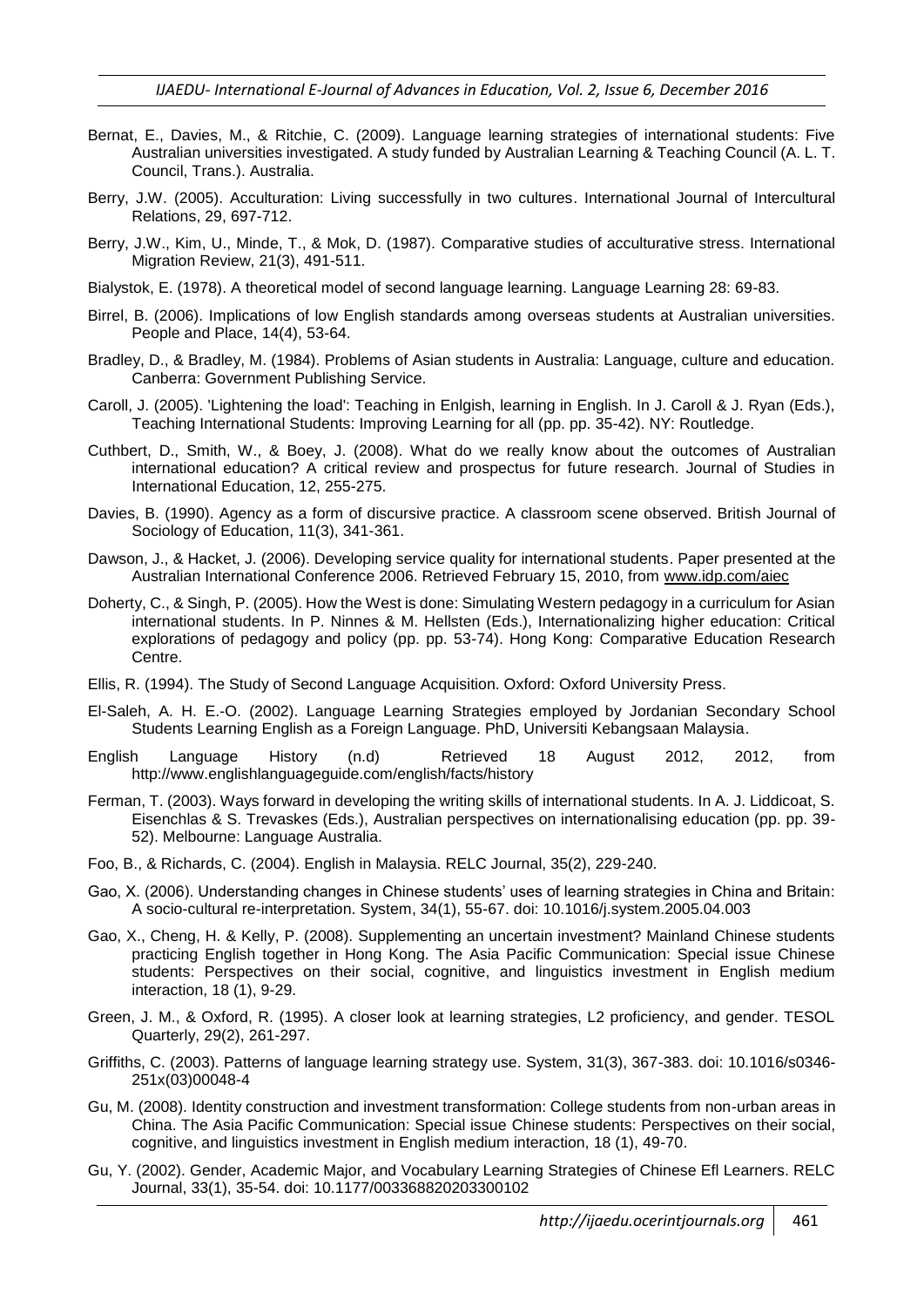Bernat, E., Davies, M., & Ritchie, C. (2009). Language learning strategies of international students: Five Australian universities investigated. A study funded by Australian Learning & Teaching Council (A. L. T. Council, Trans.). Australia.

Berry, J.W. (2005). Acculturation: Living successfully in two cultures. International Journal of Intercultural Relations, 29, 697-712.

Berry, J.W., Kim, U., Minde, T., & Mok, D. (1987). Comparative studies of acculturative stress. International Migration Review, 21(3), 491-511.

Bialystok, E. (1978). A theoretical model of second language learning. Language Learning 28: 69-83.

Birrel, B. (2006). Implications of low English standards among overseas students at Australian universities. People and Place, 14(4), 53-64.

Bradley, D., & Bradley, M. (1984). Problems of Asian students in Australia: Language, culture and education. Canberra: Government Publishing Service.

Caroll, J. (2005). 'Lightening the load': Teaching in Enlgish, learning in English. In J. Caroll & J. Ryan (Eds.), Teaching International Students: Improving Learning for all (pp. pp. 35-42). NY: Routledge.

Cuthbert, D., Smith, W., & Boey, J. (2008). What do we really know about the outcomes of Australian international education? A critical review and prospectus for future research. Journal of Studies in International Education, 12, 255-275.

Davies, B. (1990). Agency as a form of discursive practice. A classroom scene observed. British Journal of Sociology of Education, 11(3), 341-361.

Dawson, J., & Hacket, J. (2006). Developing service quality for international students. Paper presented at the Australian International Conference 2006. Retrieved February 15, 2010, from www.idp.com/aiec

Doherty, C., & Singh, P. (2005). How the West is done: Simulating Western pedagogy in a curriculum for Asian international students. In P. Ninnes & M. Hellsten (Eds.), Internationalizing higher education: Critical explorations of pedagogy and policy (pp. pp. 53-74). Hong Kong: Comparative Education Research Centre.

Ellis, R. (1994). The Study of Second Language Acquisition. Oxford: Oxford University Press.

El-Saleh, A. H. E.-O. (2002). Language Learning Strategies employed by Jordanian Secondary School Students Learning English as a Foreign Language. PhD, Universiti Kebangsaan Malaysia.

English Language History (n.d) Retrieved 18 August 2012, 2012, from http://www.englishlanguageguide.com/english/facts/history

Ferman, T. (2003). Ways forward in developing the writing skills of international students. In A. J. Liddicoat, S. Eisenchlas & S. Trevaskes (Eds.), Australian perspectives on internationalising education (pp. pp. 39-52). Melbourne: Language Australia.

Foo, B., & Richards, C. (2004). English in Malaysia. RELC Journal, 35(2), 229-240.

Gao, X. (2006). Understanding changes in Chinese students' uses of learning strategies in China and Britain: A socio-cultural re-interpretation. System, 34(1), 55-67. doi: 10.1016/j.system.2005.04.003

Gao, X., Cheng, H. & Kelly, P. (2008). Supplementing an uncertain investment? Mainland Chinese students practicing English together in Hong Kong. The Asia Pacific Communication: Special issue Chinese students: Perspectives on their social, cognitive, and linguistics investment in English medium interaction, 18 (1), 9-29.

Green, J. M., & Oxford, R. (1995). A closer look at learning strategies, L2 proficiency, and gender. TESOL Quarterly, 29(2), 261-297.

Griffiths, C. (2003). Patterns of language learning strategy use. System, 31(3), 367-383. doi: 10.1016/s0346-251x(03)00048-4

Gu, M. (2008). Identity construction and investment transformation: College students from non-urban areas in China. The Asia Pacific Communication: Special issue Chinese students: Perspectives on their social, cognitive, and linguistics investment in English medium interaction, 18 (1), 49-70.

Gu, Y. (2002). Gender, Academic Major, and Vocabulary Learning Strategies of Chinese Efl Learners. RELC Journal, 33(1), 35-54. doi: 10.1177/003368820203300102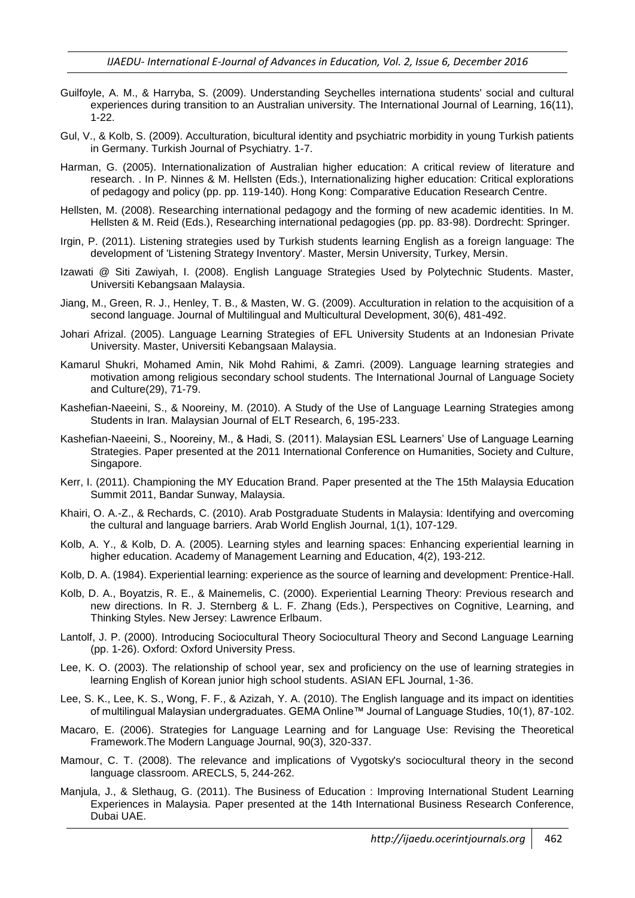Guilfoyle, A. M., & Harryba, S. (2009). Understanding Seychelles internationa students' social and cultural experiences during transition to an Australian university. The International Journal of Learning, 16(11), 1-22.

Gul, V., & Kolb, S. (2009). Acculturation, bicultural identity and psychiatric morbidity in young Turkish patients in Germany. Turkish Journal of Psychiatry. 1-7.

Harman, G. (2005). Internationalization of Australian higher education: A critical review of literature and research. . In P. Ninnes & M. Hellsten (Eds.), Internationalizing higher education: Critical explorations of pedagogy and policy (pp. pp. 119-140). Hong Kong: Comparative Education Research Centre.

Hellsten, M. (2008). Researching international pedagogy and the forming of new academic identities. In M. Hellsten & M. Reid (Eds.), Researching international pedagogies (pp. pp. 83-98). Dordrecht: Springer.

Irgin, P. (2011). Listening strategies used by Turkish students learning English as a foreign language: The development of 'Listening Strategy Inventory'. Master, Mersin University, Turkey, Mersin.

Izawati @ Siti Zawiyah, I. (2008). English Language Strategies Used by Polytechnic Students. Master, Universiti Kebangsaan Malaysia.

Jiang, M., Green, R. J., Henley, T. B., & Masten, W. G. (2009). Acculturation in relation to the acquisition of a second language. Journal of Multilingual and Multicultural Development, 30(6), 481-492.

Johari Afrizal. (2005). Language Learning Strategies of EFL University Students at an Indonesian Private University. Master, Universiti Kebangsaan Malaysia.

Kamarul Shukri, Mohamed Amin, Nik Mohd Rahimi, & Zamri. (2009). Language learning strategies and motivation among religious secondary school students. The International Journal of Language Society and Culture(29), 71-79.

Kashefian-Naeeini, S., & Nooreiny, M. (2010). A Study of the Use of Language Learning Strategies among Students in Iran. Malaysian Journal of ELT Research, 6, 195-233.

Kashefian-Naeeini, S., Nooreiny, M., & Hadi, S. (2011). Malaysian ESL Learners' Use of Language Learning Strategies. Paper presented at the 2011 International Conference on Humanities, Society and Culture, Singapore.

Kerr, I. (2011). Championing the MY Education Brand. Paper presented at the The 15th Malaysia Education Summit 2011, Bandar Sunway, Malaysia.

Khairi, O. A.-Z., & Rechards, C. (2010). Arab Postgraduate Students in Malaysia: Identifying and overcoming the cultural and language barriers. Arab World English Journal, 1(1), 107-129.

Kolb, A. Y., & Kolb, D. A. (2005). Learning styles and learning spaces: Enhancing experiential learning in higher education. Academy of Management Learning and Education, 4(2), 193-212.

Kolb, D. A. (1984). Experiential learning: experience as the source of learning and development: Prentice-Hall.

Kolb, D. A., Boyatzis, R. E., & Mainemelis, C. (2000). Experiential Learning Theory: Previous research and new directions. In R. J. Sternberg & L. F. Zhang (Eds.), Perspectives on Cognitive, Learning, and Thinking Styles. New Jersey: Lawrence Erlbaum.

Lantolf, J. P. (2000). Introducing Sociocultural Theory Sociocultural Theory and Second Language Learning (pp. 1-26). Oxford: Oxford University Press.

Lee, K. O. (2003). The relationship of school year, sex and proficiency on the use of learning strategies in learning English of Korean junior high school students. ASIAN EFL Journal, 1-36.

Lee, S. K., Lee, K. S., Wong, F. F., & Azizah, Y. A. (2010). The English language and its impact on identities of multilingual Malaysian undergraduates. GEMA Online™ Journal of Language Studies, 10(1), 87-102.

Macaro, E. (2006). Strategies for Language Learning and for Language Use: Revising the Theoretical Framework.The Modern Language Journal, 90(3), 320-337.

Mamour, C. T. (2008). The relevance and implications of Vygotsky's sociocultural theory in the second language classroom. ARECLS, 5, 244-262.

Manjula, J., & Slethaug, G. (2011). The Business of Education : Improving International Student Learning Experiences in Malaysia. Paper presented at the 14th International Business Research Conference, Dubai UAE.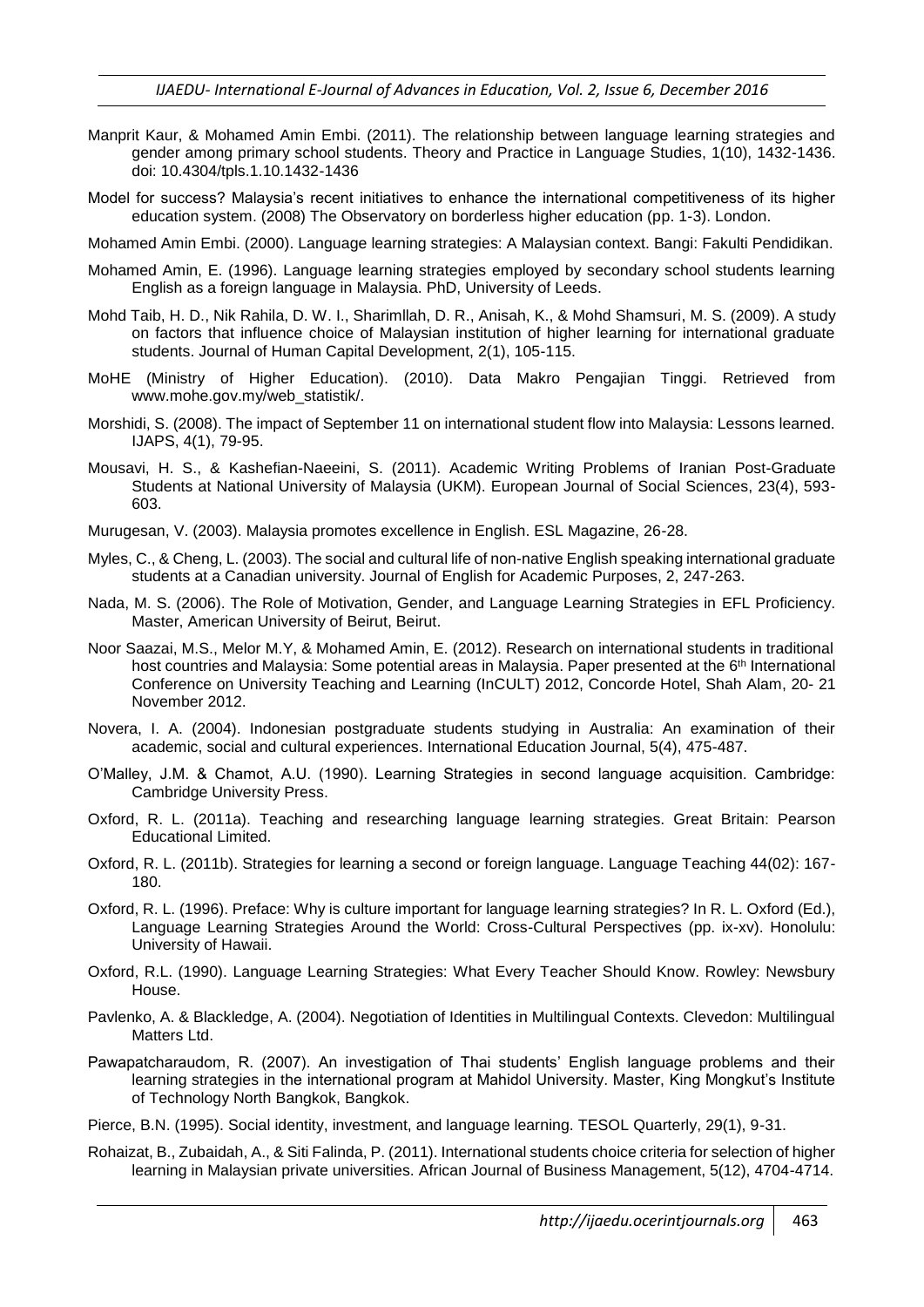Manprit Kaur, & Mohamed Amin Embi. (2011). The relationship between language learning strategies and gender among primary school students. Theory and Practice in Language Studies, 1(10), 1432-1436. doi: 10.4304/tpls.1.10.1432-1436

Model for success? Malaysia's recent initiatives to enhance the international competitiveness of its higher education system. (2008) The Observatory on borderless higher education (pp. 1-3). London.

Mohamed Amin Embi. (2000). Language learning strategies: A Malaysian context. Bangi: Fakulti Pendidikan.

Mohamed Amin, E. (1996). Language learning strategies employed by secondary school students learning English as a foreign language in Malaysia. PhD, University of Leeds.

Mohd Taib, H. D., Nik Rahila, D. W. I., Sharimllah, D. R., Anisah, K., & Mohd Shamsuri, M. S. (2009). A study on factors that influence choice of Malaysian institution of higher learning for international graduate students. Journal of Human Capital Development, 2(1), 105-115.

MoHE (Ministry of Higher Education). (2010). Data Makro Pengajian Tinggi. Retrieved from www.mohe.gov.my/web_statistik/.

Morshidi, S. (2008). The impact of September 11 on international student flow into Malaysia: Lessons learned. IJAPS, 4(1), 79-95.

Mousavi, H. S., & Kashefian-Naeeini, S. (2011). Academic Writing Problems of Iranian Post-Graduate Students at National University of Malaysia (UKM). European Journal of Social Sciences, 23(4), 593-603.

Murugesan, V. (2003). Malaysia promotes excellence in English. ESL Magazine, 26-28.

Myles, C., & Cheng, L. (2003). The social and cultural life of non-native English speaking international graduate students at a Canadian university. Journal of English for Academic Purposes, 2, 247-263.

Nada, M. S. (2006). The Role of Motivation, Gender, and Language Learning Strategies in EFL Proficiency. Master, American University of Beirut, Beirut.

Noor Saazai, M.S., Melor M.Y, & Mohamed Amin, E. (2012). Research on international students in traditional host countries and Malaysia: Some potential areas in Malaysia. Paper presented at the 6th International Conference on University Teaching and Learning (InCULT) 2012, Concorde Hotel, Shah Alam, 20- 21 November 2012.

Novera, I. A. (2004). Indonesian postgraduate students studying in Australia: An examination of their academic, social and cultural experiences. International Education Journal, 5(4), 475-487.

O'Malley, J.M. & Chamot, A.U. (1990). Learning Strategies in second language acquisition. Cambridge: Cambridge University Press.

Oxford, R. L. (2011a). Teaching and researching language learning strategies. Great Britain: Pearson Educational Limited.

Oxford, R. L. (2011b). Strategies for learning a second or foreign language. Language Teaching 44(02): 167-180.

Oxford, R. L. (1996). Preface: Why is culture important for language learning strategies? In R. L. Oxford (Ed.), Language Learning Strategies Around the World: Cross-Cultural Perspectives (pp. ix-xv). Honolulu: University of Hawaii.

Oxford, R.L. (1990). Language Learning Strategies: What Every Teacher Should Know. Rowley: Newsbury House.

Pavlenko, A. & Blackledge, A. (2004). Negotiation of Identities in Multilingual Contexts. Clevedon: Multilingual Matters Ltd.

Pawapatcharaudom, R. (2007). An investigation of Thai students' English language problems and their learning strategies in the international program at Mahidol University. Master, King Mongkut's Institute of Technology North Bangkok, Bangkok.

Pierce, B.N. (1995). Social identity, investment, and language learning. TESOL Quarterly, 29(1), 9-31.

Rohaizat, B., Zubaidah, A., & Siti Falinda, P. (2011). International students choice criteria for selection of higher learning in Malaysian private universities. African Journal of Business Management, 5(12), 4704-4714.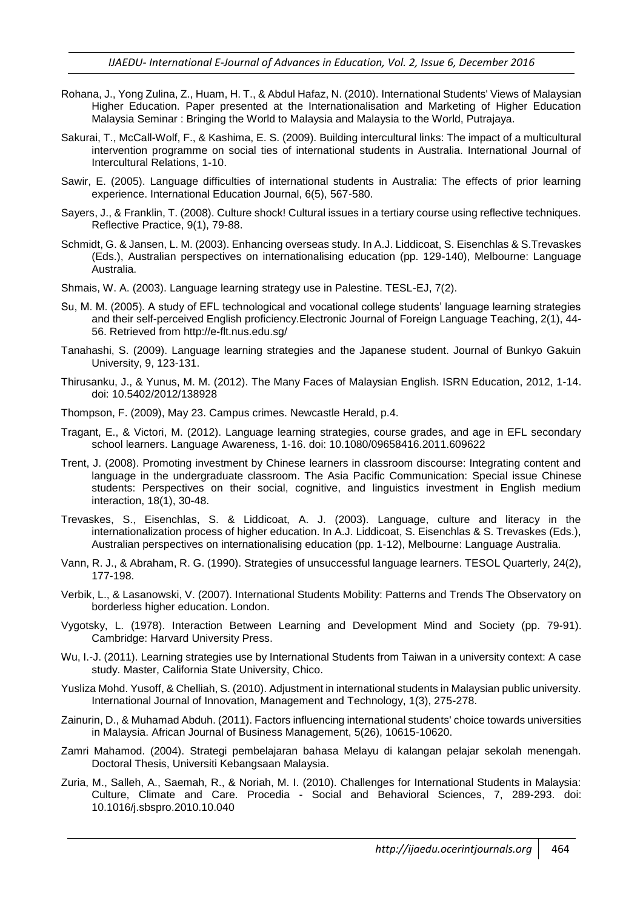Rohana, J., Yong Zulina, Z., Huam, H. T., & Abdul Hafaz, N. (2010). International Students' Views of Malaysian Higher Education. Paper presented at the Internationalisation and Marketing of Higher Education Malaysia Seminar : Bringing the World to Malaysia and Malaysia to the World, Putrajaya.

Sakurai, T., McCall-Wolf, F., & Kashima, E. S. (2009). Building intercultural links: The impact of a multicultural intervention programme on social ties of international students in Australia. International Journal of Intercultural Relations, 1-10.

Sawir, E. (2005). Language difficulties of international students in Australia: The effects of prior learning experience. International Education Journal, 6(5), 567-580.

Sayers, J., & Franklin, T. (2008). Culture shock! Cultural issues in a tertiary course using reflective techniques. Reflective Practice, 9(1), 79-88.

Schmidt, G. & Jansen, L. M. (2003). Enhancing overseas study. In A.J. Liddicoat, S. Eisenchlas & S.Trevaskes (Eds.), Australian perspectives on internationalising education (pp. 129-140), Melbourne: Language Australia.

Shmais, W. A. (2003). Language learning strategy use in Palestine. TESL-EJ, 7(2).

Su, M. M. (2005). A study of EFL technological and vocational college students' language learning strategies and their self-perceived English proficiency.Electronic Journal of Foreign Language Teaching, 2(1), 44-56. Retrieved from http://e-flt.nus.edu.sg/

Tanahashi, S. (2009). Language learning strategies and the Japanese student. Journal of Bunkyo Gakuin University, 9, 123-131.

Thirusanku, J., & Yunus, M. M. (2012). The Many Faces of Malaysian English. ISRN Education, 2012, 1-14. doi: 10.5402/2012/138928

Thompson, F. (2009), May 23. Campus crimes. Newcastle Herald, p.4.

Tragant, E., & Victori, M. (2012). Language learning strategies, course grades, and age in EFL secondary school learners. Language Awareness, 1-16. doi: 10.1080/09658416.2011.609622

Trent, J. (2008). Promoting investment by Chinese learners in classroom discourse: Integrating content and language in the undergraduate classroom. The Asia Pacific Communication: Special issue Chinese students: Perspectives on their social, cognitive, and linguistics investment in English medium interaction, 18(1), 30-48.

Trevaskes, S., Eisenchlas, S. & Liddicoat, A. J. (2003). Language, culture and literacy in the internationalization process of higher education. In A.J. Liddicoat, S. Eisenchlas & S. Trevaskes (Eds.), Australian perspectives on internationalising education (pp. 1-12), Melbourne: Language Australia.

Vann, R. J., & Abraham, R. G. (1990). Strategies of unsuccessful language learners. TESOL Quarterly, 24(2), 177-198.

Verbik, L., & Lasanowski, V. (2007). International Students Mobility: Patterns and Trends The Observatory on borderless higher education. London.

Vygotsky, L. (1978). Interaction Between Learning and Development Mind and Society (pp. 79-91). Cambridge: Harvard University Press.

Wu, I.-J. (2011). Learning strategies use by International Students from Taiwan in a university context: A case study. Master, California State University, Chico.

Yusliza Mohd. Yusoff, & Chelliah, S. (2010). Adjustment in international students in Malaysian public university. International Journal of Innovation, Management and Technology, 1(3), 275-278.

Zainurin, D., & Muhamad Abduh. (2011). Factors influencing international students' choice towards universities in Malaysia. African Journal of Business Management, 5(26), 10615-10620.

Zamri Mahamod. (2004). Strategi pembelajaran bahasa Melayu di kalangan pelajar sekolah menengah. Doctoral Thesis, Universiti Kebangsaan Malaysia.

Zuria, M., Salleh, A., Saemah, R., & Noriah, M. I. (2010). Challenges for International Students in Malaysia: Culture, Climate and Care. Procedia - Social and Behavioral Sciences, 7, 289-293. doi: 10.1016/j.sbspro.2010.10.040